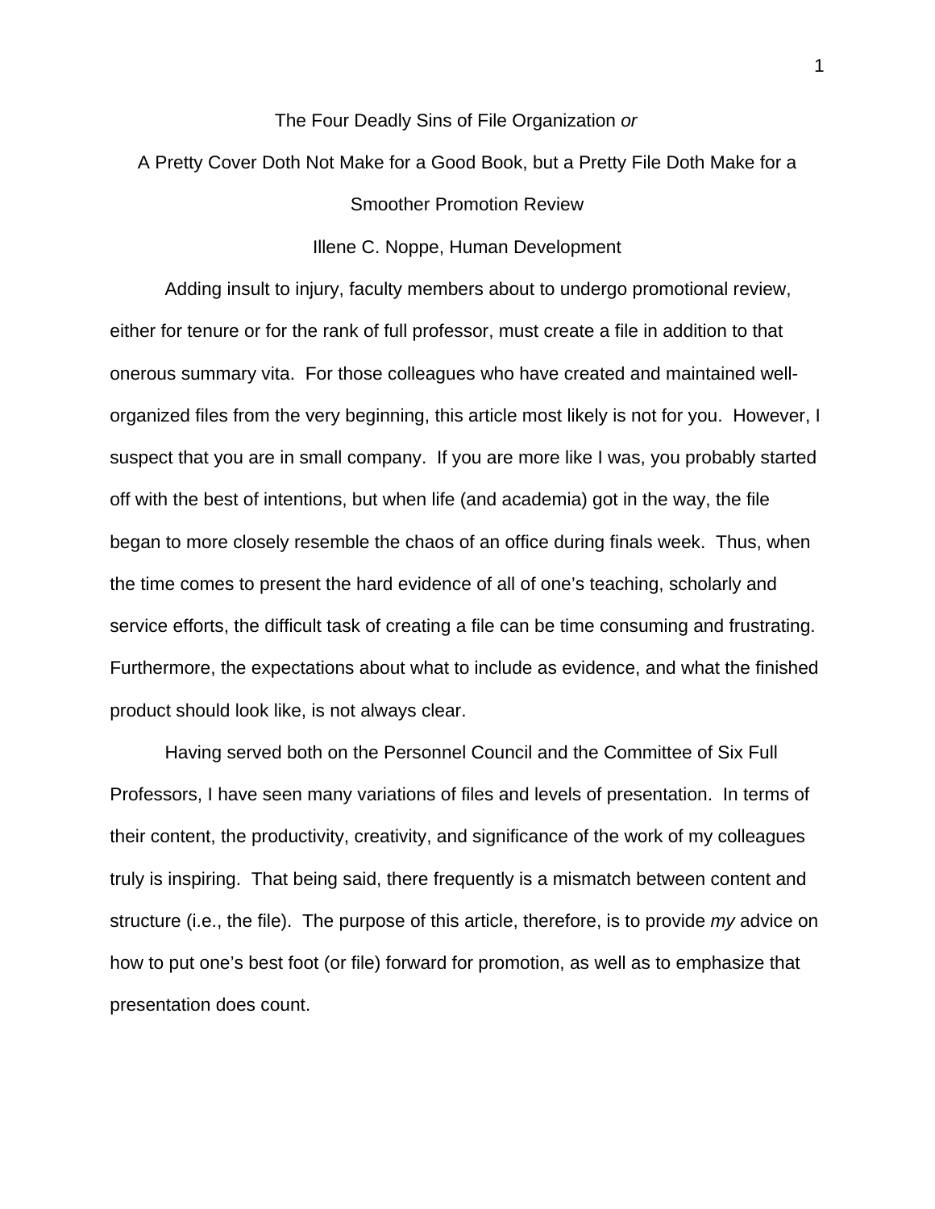# The Four Deadly Sins of File Organization *or*

## A Pretty Cover Doth Not Make for a Good Book, but a Pretty File Doth Make for a Smoother Promotion Review

Illene C. Noppe, Human Development

Adding insult to injury, faculty members about to undergo promotional review, either for tenure or for the rank of full professor, must create a file in addition to that onerous summary vita. For those colleagues who have created and maintained well-organized files from the very beginning, this article most likely is not for you. However, I suspect that you are in small company. If you are more like I was, you probably started off with the best of intentions, but when life (and academia) got in the way, the file began to more closely resemble the chaos of an office during finals week. Thus, when the time comes to present the hard evidence of all of one's teaching, scholarly and service efforts, the difficult task of creating a file can be time consuming and frustrating. Furthermore, the expectations about what to include as evidence, and what the finished product should look like, is not always clear.

Having served both on the Personnel Council and the Committee of Six Full Professors, I have seen many variations of files and levels of presentation. In terms of their content, the productivity, creativity, and significance of the work of my colleagues truly is inspiring. That being said, there frequently is a mismatch between content and structure (i.e., the file). The purpose of this article, therefore, is to provide *my* advice on how to put one's best foot (or file) forward for promotion, as well as to emphasize that presentation does count.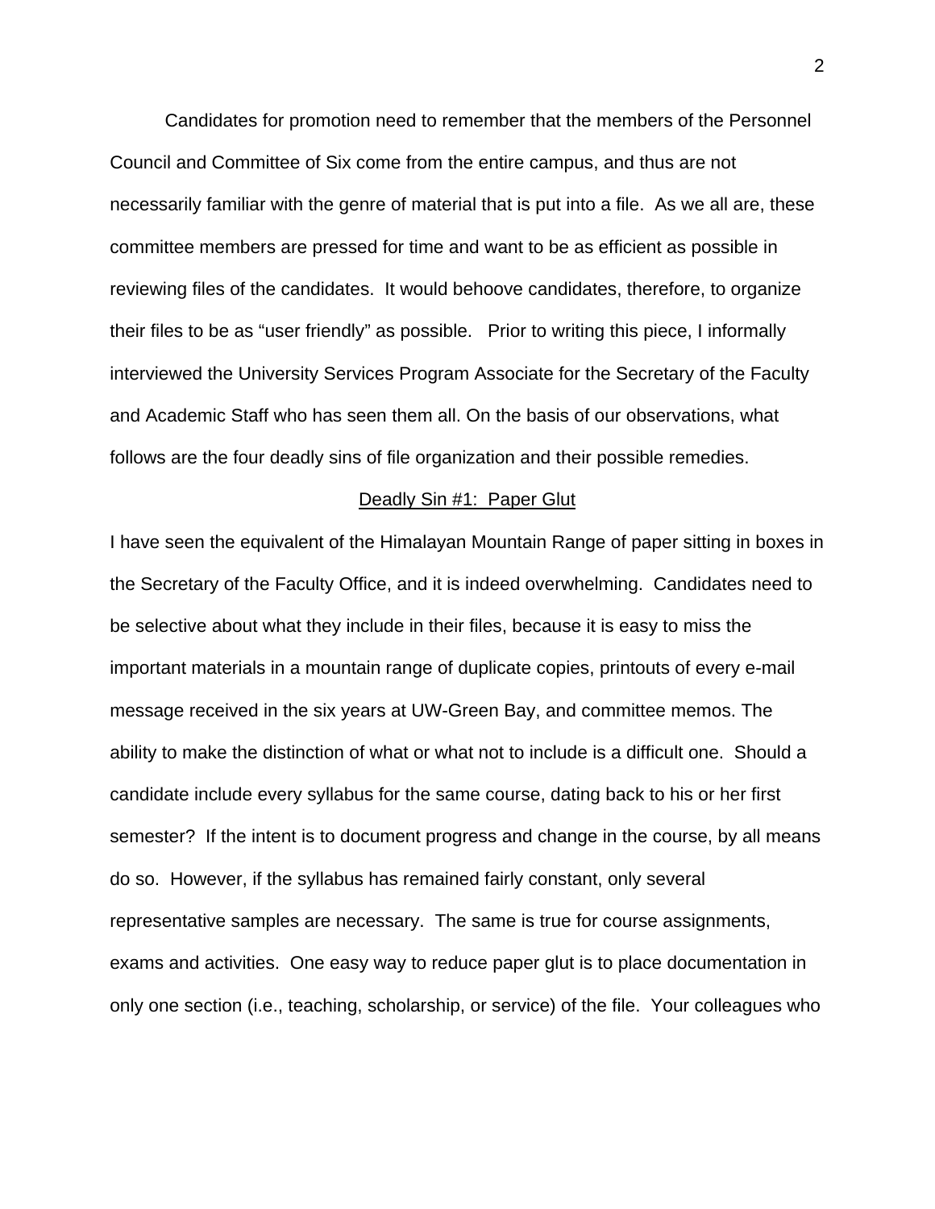Candidates for promotion need to remember that the members of the Personnel Council and Committee of Six come from the entire campus, and thus are not necessarily familiar with the genre of material that is put into a file. As we all are, these committee members are pressed for time and want to be as efficient as possible in reviewing files of the candidates. It would behoove candidates, therefore, to organize their files to be as "user friendly" as possible. Prior to writing this piece, I informally interviewed the University Services Program Associate for the Secretary of the Faculty and Academic Staff who has seen them all. On the basis of our observations, what follows are the four deadly sins of file organization and their possible remedies.

## Deadly Sin #1: Paper Glut

I have seen the equivalent of the Himalayan Mountain Range of paper sitting in boxes in the Secretary of the Faculty Office, and it is indeed overwhelming. Candidates need to be selective about what they include in their files, because it is easy to miss the important materials in a mountain range of duplicate copies, printouts of every e-mail message received in the six years at UW-Green Bay, and committee memos. The ability to make the distinction of what or what not to include is a difficult one. Should a candidate include every syllabus for the same course, dating back to his or her first semester? If the intent is to document progress and change in the course, by all means do so. However, if the syllabus has remained fairly constant, only several representative samples are necessary. The same is true for course assignments, exams and activities. One easy way to reduce paper glut is to place documentation in only one section (i.e., teaching, scholarship, or service) of the file. Your colleagues who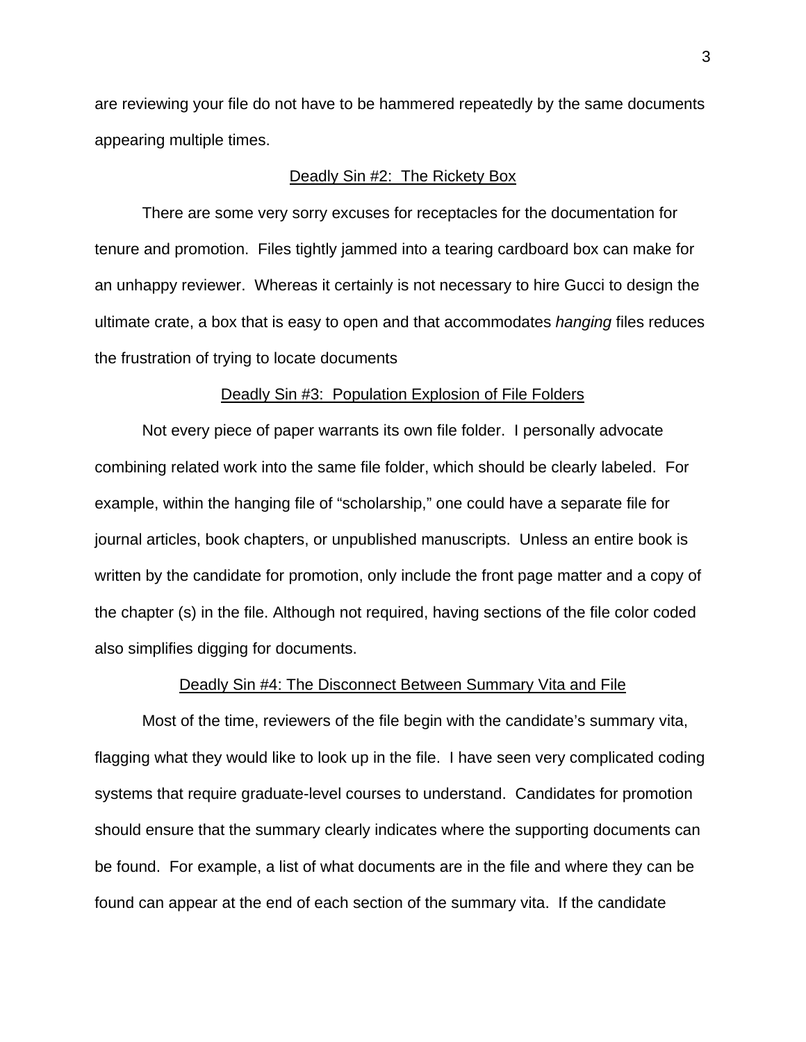are reviewing your file do not have to be hammered repeatedly by the same documents appearing multiple times.

## Deadly Sin #2: The Rickety Box

There are some very sorry excuses for receptacles for the documentation for tenure and promotion. Files tightly jammed into a tearing cardboard box can make for an unhappy reviewer. Whereas it certainly is not necessary to hire Gucci to design the ultimate crate, a box that is easy to open and that accommodates *hanging* files reduces the frustration of trying to locate documents

## Deadly Sin #3: Population Explosion of File Folders

Not every piece of paper warrants its own file folder. I personally advocate combining related work into the same file folder, which should be clearly labeled. For example, within the hanging file of "scholarship," one could have a separate file for journal articles, book chapters, or unpublished manuscripts. Unless an entire book is written by the candidate for promotion, only include the front page matter and a copy of the chapter (s) in the file. Although not required, having sections of the file color coded also simplifies digging for documents.

## Deadly Sin #4: The Disconnect Between Summary Vita and File

Most of the time, reviewers of the file begin with the candidate's summary vita, flagging what they would like to look up in the file. I have seen very complicated coding systems that require graduate-level courses to understand. Candidates for promotion should ensure that the summary clearly indicates where the supporting documents can be found. For example, a list of what documents are in the file and where they can be found can appear at the end of each section of the summary vita. If the candidate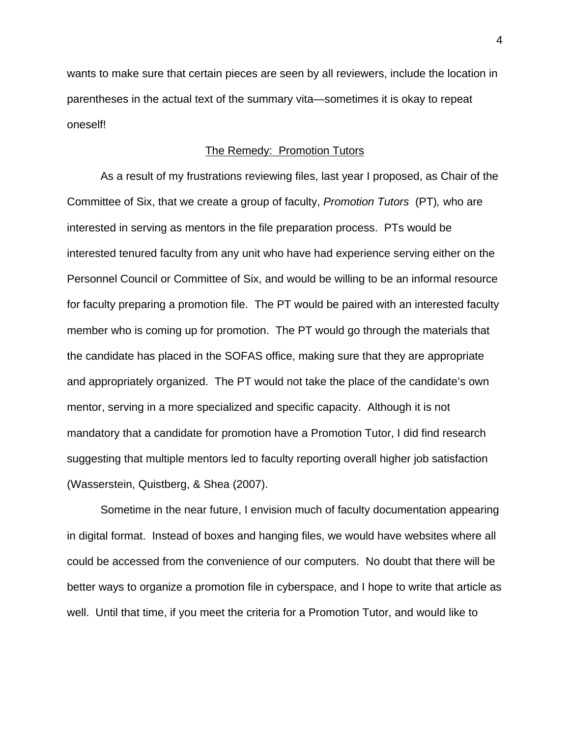wants to make sure that certain pieces are seen by all reviewers, include the location in parentheses in the actual text of the summary vita—sometimes it is okay to repeat oneself!

## The Remedy: Promotion Tutors

As a result of my frustrations reviewing files, last year I proposed, as Chair of the Committee of Six, that we create a group of faculty, *Promotion Tutors* (PT), who are interested in serving as mentors in the file preparation process. PTs would be interested tenured faculty from any unit who have had experience serving either on the Personnel Council or Committee of Six, and would be willing to be an informal resource for faculty preparing a promotion file. The PT would be paired with an interested faculty member who is coming up for promotion. The PT would go through the materials that the candidate has placed in the SOFAS office, making sure that they are appropriate and appropriately organized. The PT would not take the place of the candidate's own mentor, serving in a more specialized and specific capacity. Although it is not mandatory that a candidate for promotion have a Promotion Tutor, I did find research suggesting that multiple mentors led to faculty reporting overall higher job satisfaction (Wasserstein, Quistberg, & Shea (2007).

Sometime in the near future, I envision much of faculty documentation appearing in digital format. Instead of boxes and hanging files, we would have websites where all could be accessed from the convenience of our computers. No doubt that there will be better ways to organize a promotion file in cyberspace, and I hope to write that article as well. Until that time, if you meet the criteria for a Promotion Tutor, and would like to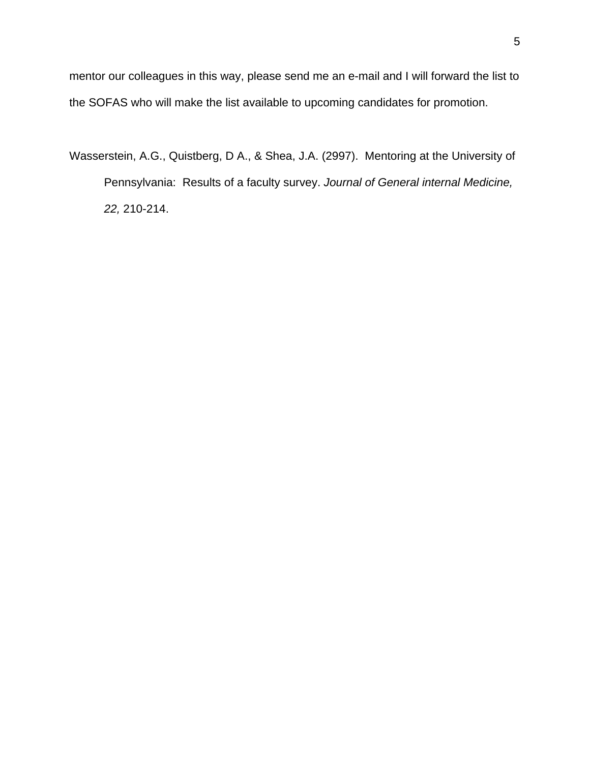mentor our colleagues in this way, please send me an e-mail and I will forward the list to the SOFAS who will make the list available to upcoming candidates for promotion.

Wasserstein, A.G., Quistberg, D A., & Shea, J.A. (2997). Mentoring at the University of Pennsylvania: Results of a faculty survey. *Journal of General internal Medicine, 22,* 210-214.